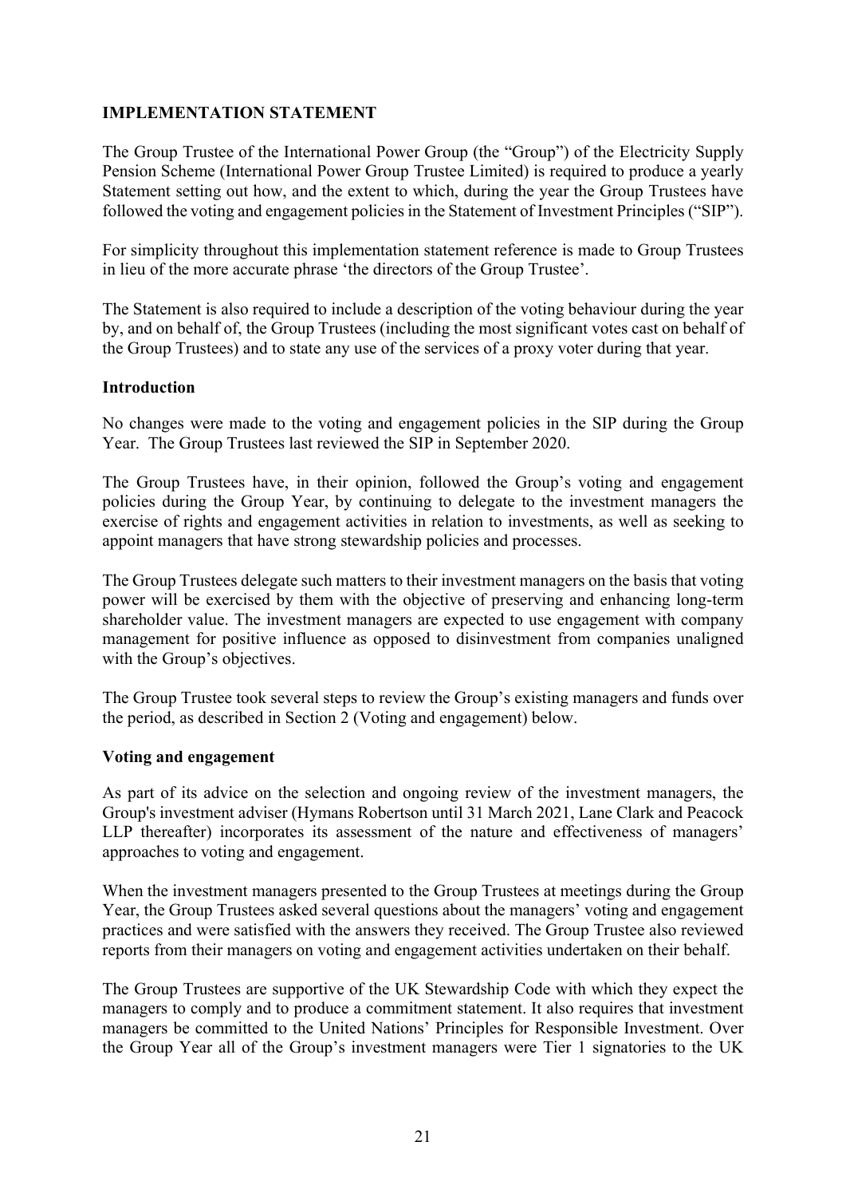## IMPLEMENTATION STATEMENT

The Group Trustee of the International Power Group (the "Group") of the Electricity Supply Pension Scheme (International Power Group Trustee Limited) is required to produce a yearly Statement setting out how, and the extent to which, during the year the Group Trustees have followed the voting and engagement policies in the Statement of Investment Principles ("SIP").

For simplicity throughout this implementation statement reference is made to Group Trustees in lieu of the more accurate phrase 'the directors of the Group Trustee'.

The Statement is also required to include a description of the voting behaviour during the year by, and on behalf of, the Group Trustees (including the most significant votes cast on behalf of the Group Trustees) and to state any use of the services of a proxy voter during that year.

### Introduction

No changes were made to the voting and engagement policies in the SIP during the Group Year. The Group Trustees last reviewed the SIP in September 2020.

The Group Trustees have, in their opinion, followed the Group's voting and engagement policies during the Group Year, by continuing to delegate to the investment managers the exercise of rights and engagement activities in relation to investments, as well as seeking to appoint managers that have strong stewardship policies and processes.

The Group Trustees delegate such matters to their investment managers on the basis that voting power will be exercised by them with the objective of preserving and enhancing long-term shareholder value. The investment managers are expected to use engagement with company management for positive influence as opposed to disinvestment from companies unaligned with the Group's objectives.

The Group Trustee took several steps to review the Group's existing managers and funds over the period, as described in Section 2 (Voting and engagement) below.

### Voting and engagement

As part of its advice on the selection and ongoing review of the investment managers, the Group's investment adviser (Hymans Robertson until 31 March 2021, Lane Clark and Peacock LLP thereafter) incorporates its assessment of the nature and effectiveness of managers' approaches to voting and engagement.

When the investment managers presented to the Group Trustees at meetings during the Group Year, the Group Trustees asked several questions about the managers' voting and engagement practices and were satisfied with the answers they received. The Group Trustee also reviewed reports from their managers on voting and engagement activities undertaken on their behalf.

The Group Trustees are supportive of the UK Stewardship Code with which they expect the managers to comply and to produce a commitment statement. It also requires that investment managers be committed to the United Nations' Principles for Responsible Investment. Over the Group Year all of the Group's investment managers were Tier 1 signatories to the UK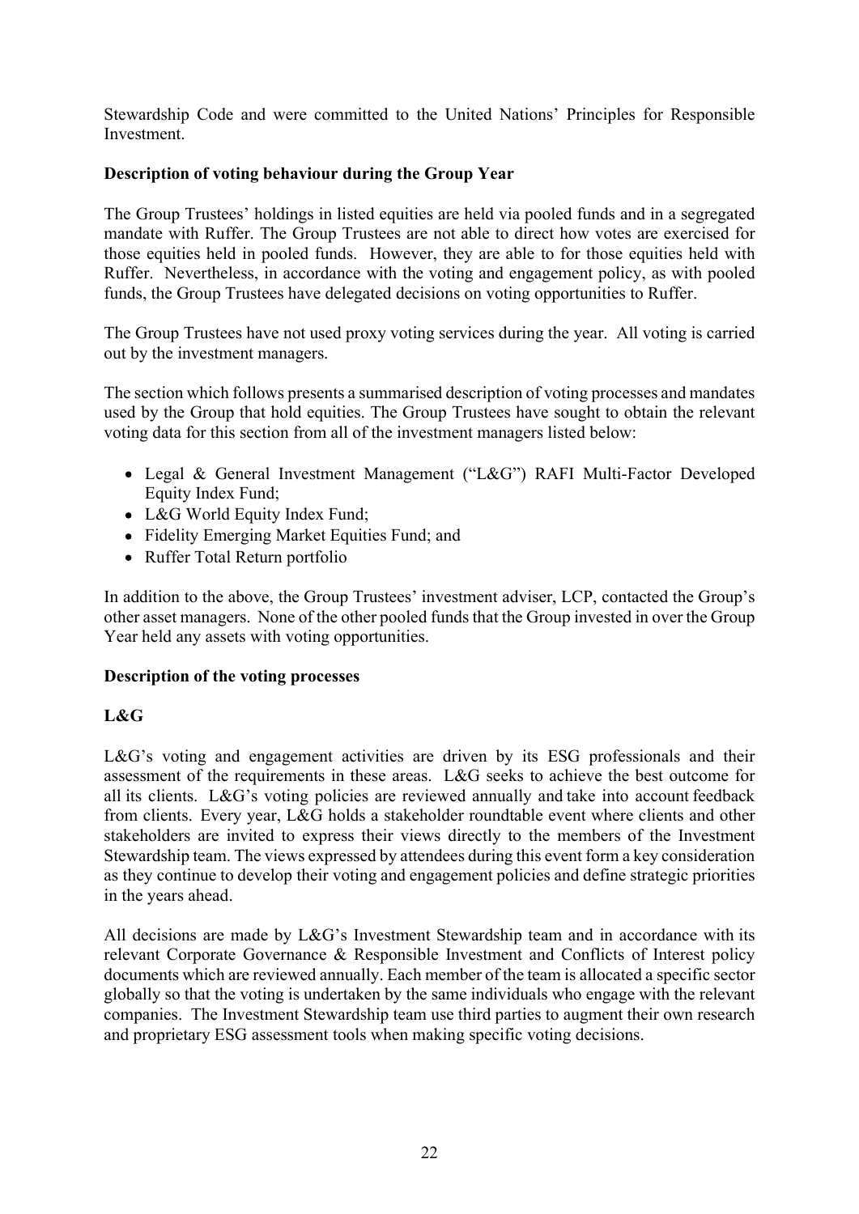Stewardship Code and were committed to the United Nations' Principles for Responsible Investment.

**Description of voting behaviour during the Group Year**

The Group Trustees' holdings in listed equities are held via pooled funds and in a segregated mandate with Ruffer. The Group Trustees are not able to direct how votes are exercised for those equities held in pooled funds. However, they are able to for those equities held with Ruffer. Nevertheless, in accordance with the voting and engagement policy, as with pooled funds, the Group Trustees have delegated decisions on voting opportunities to Ruffer.

The Group Trustees have not used proxy voting services during the year. All voting is carried out by the investment managers.

The section which follows presents a summarised description of voting processes and mandates used by the Group that hold equities. The Group Trustees have sought to obtain the relevant voting data for this section from all of the investment managers listed below:

- Legal & General Investment Management ("L&G") RAFI Multi-Factor Developed Equity Index Fund;
- L&G World Equity Index Fund;
- Fidelity Emerging Market Equities Fund; and
- Ruffer Total Return portfolio

In addition to the above, the Group Trustees' investment adviser, LCP, contacted the Group's other asset managers. None of the other pooled funds that the Group invested in over the Group Year held any assets with voting opportunities.

**Description of the voting processes**

**L&G**

L&G's voting and engagement activities are driven by its ESG professionals and their assessment of the requirements in these areas. L&G seeks to achieve the best outcome for all its clients. L&G's voting policies are reviewed annually and take into account feedback from clients. Every year, L&G holds a stakeholder roundtable event where clients and other stakeholders are invited to express their views directly to the members of the Investment Stewardship team. The views expressed by attendees during this event form a key consideration as they continue to develop their voting and engagement policies and define strategic priorities in the years ahead.

All decisions are made by L&G's Investment Stewardship team and in accordance with its relevant Corporate Governance & Responsible Investment and Conflicts of Interest policy documents which are reviewed annually. Each member of the team is allocated a specific sector globally so that the voting is undertaken by the same individuals who engage with the relevant companies. The Investment Stewardship team use third parties to augment their own research and proprietary ESG assessment tools when making specific voting decisions.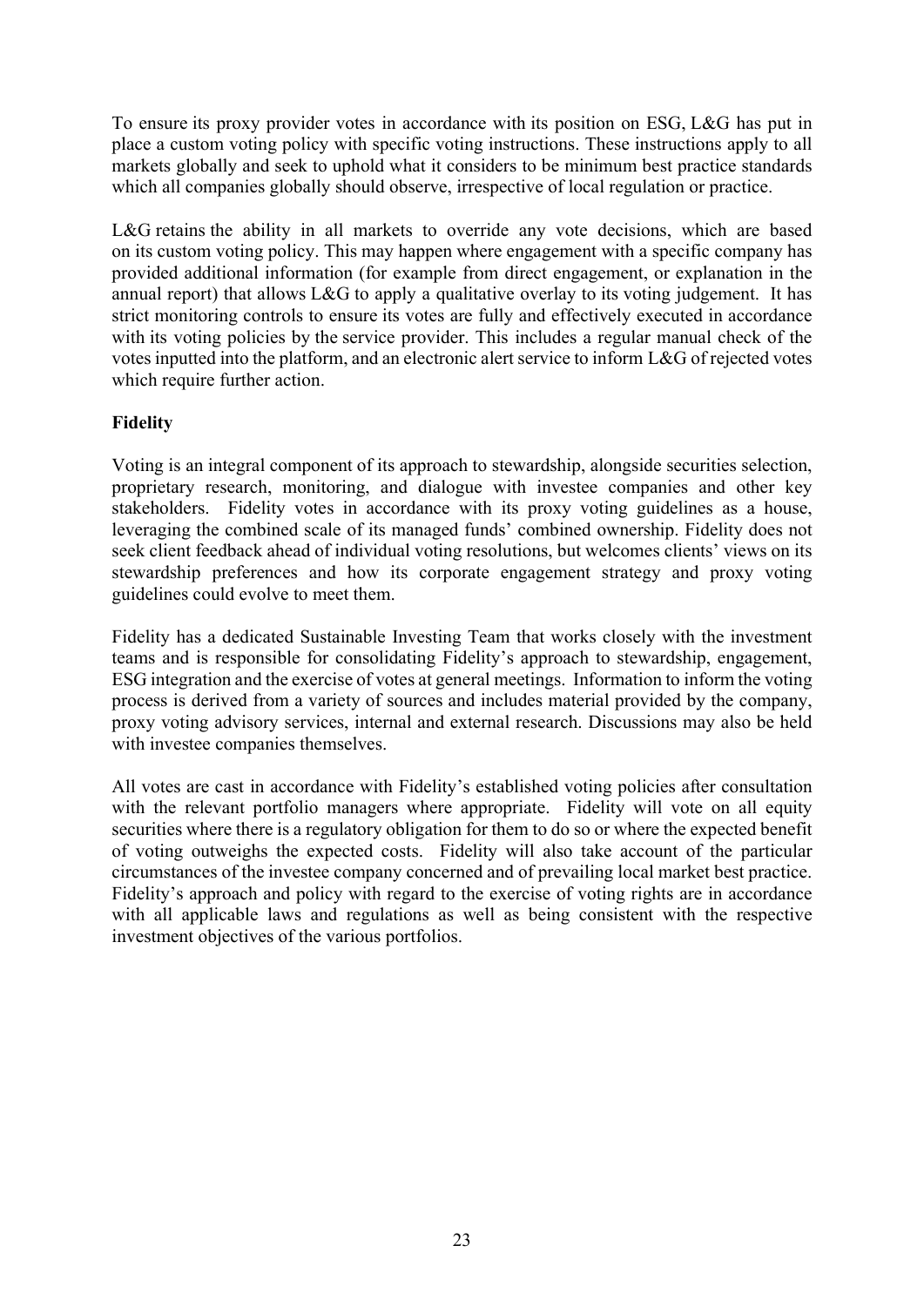To ensure its proxy provider votes in accordance with its position on ESG, L&G has put in place a custom voting policy with specific voting instructions. These instructions apply to all markets globally and seek to uphold what it considers to be minimum best practice standards which all companies globally should observe, irrespective of local regulation or practice.

L&G retains the ability in all markets to override any vote decisions, which are based on its custom voting policy. This may happen where engagement with a specific company has provided additional information (for example from direct engagement, or explanation in the annual report) that allows L&G to apply a qualitative overlay to its voting judgement. It has strict monitoring controls to ensure its votes are fully and effectively executed in accordance with its voting policies by the service provider. This includes a regular manual check of the votes inputted into the platform, and an electronic alert service to inform L&G of rejected votes which require further action.

**Fidelity**

Voting is an integral component of its approach to stewardship, alongside securities selection, proprietary research, monitoring, and dialogue with investee companies and other key stakeholders. Fidelity votes in accordance with its proxy voting guidelines as a house, leveraging the combined scale of its managed funds' combined ownership. Fidelity does not seek client feedback ahead of individual voting resolutions, but welcomes clients' views on its stewardship preferences and how its corporate engagement strategy and proxy voting guidelines could evolve to meet them.

Fidelity has a dedicated Sustainable Investing Team that works closely with the investment teams and is responsible for consolidating Fidelity's approach to stewardship, engagement, ESG integration and the exercise of votes at general meetings. Information to inform the voting process is derived from a variety of sources and includes material provided by the company, proxy voting advisory services, internal and external research. Discussions may also be held with investee companies themselves.

All votes are cast in accordance with Fidelity's established voting policies after consultation with the relevant portfolio managers where appropriate. Fidelity will vote on all equity securities where there is a regulatory obligation for them to do so or where the expected benefit of voting outweighs the expected costs. Fidelity will also take account of the particular circumstances of the investee company concerned and of prevailing local market best practice. Fidelity's approach and policy with regard to the exercise of voting rights are in accordance with all applicable laws and regulations as well as being consistent with the respective investment objectives of the various portfolios.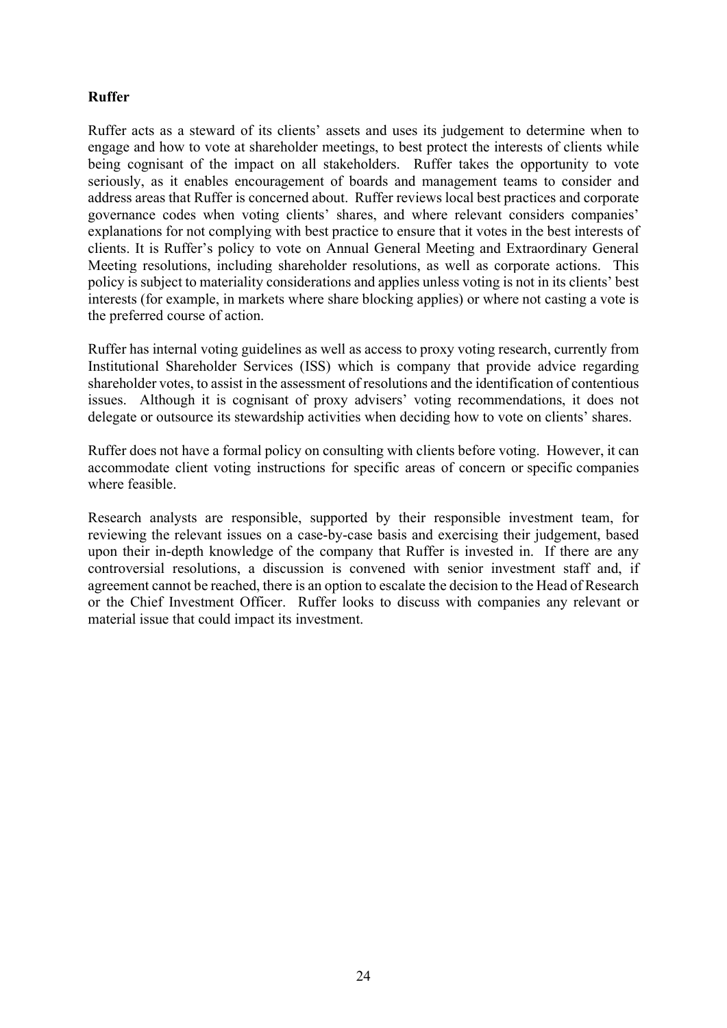**Ruffer**

Ruffer acts as a steward of its clients' assets and uses its judgement to determine when to engage and how to vote at shareholder meetings, to best protect the interests of clients while being cognisant of the impact on all stakeholders. Ruffer takes the opportunity to vote seriously, as it enables encouragement of boards and management teams to consider and address areas that Ruffer is concerned about. Ruffer reviews local best practices and corporate governance codes when voting clients' shares, and where relevant considers companies' explanations for not complying with best practice to ensure that it votes in the best interests of clients. It is Ruffer's policy to vote on Annual General Meeting and Extraordinary General Meeting resolutions, including shareholder resolutions, as well as corporate actions. This policy is subject to materiality considerations and applies unless voting is not in its clients' best interests (for example, in markets where share blocking applies) or where not casting a vote is the preferred course of action.

Ruffer has internal voting guidelines as well as access to proxy voting research, currently from Institutional Shareholder Services (ISS) which is company that provide advice regarding shareholder votes, to assist in the assessment of resolutions and the identification of contentious issues. Although it is cognisant of proxy advisers' voting recommendations, it does not delegate or outsource its stewardship activities when deciding how to vote on clients' shares.

Ruffer does not have a formal policy on consulting with clients before voting. However, it can accommodate client voting instructions for specific areas of concern or specific companies where feasible.

Research analysts are responsible, supported by their responsible investment team, for reviewing the relevant issues on a case-by-case basis and exercising their judgement, based upon their in-depth knowledge of the company that Ruffer is invested in. If there are any controversial resolutions, a discussion is convened with senior investment staff and, if agreement cannot be reached, there is an option to escalate the decision to the Head of Research or the Chief Investment Officer. Ruffer looks to discuss with companies any relevant or material issue that could impact its investment.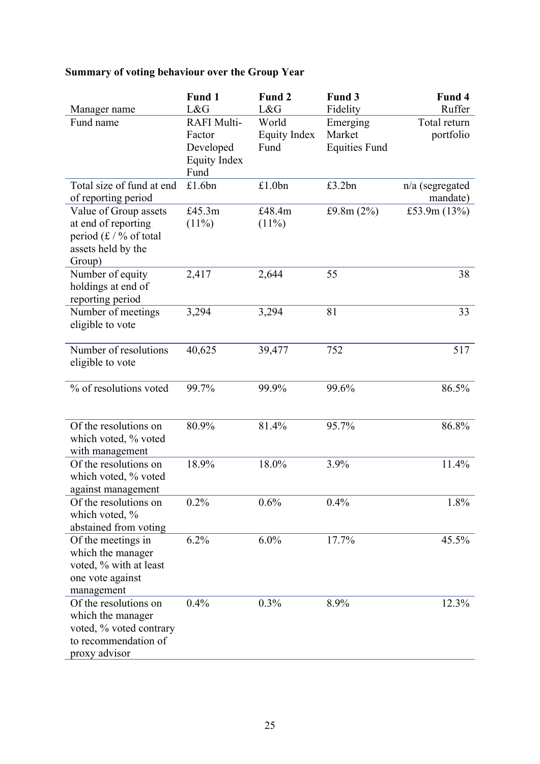**Summary of voting behaviour over the Group Year**

| Manager name | Fund 1<br>L&G | Fund 2<br>L&G | Fund 3<br>Fidelity | Fund 4<br>Ruffer |
|---|---|---|---|---|
| Fund name | RAFI Multi-Factor Developed Equity Index Fund | World Equity Index Fund | Emerging Market Equities Fund | Total return portfolio |
| Total size of fund at end of reporting period | £1.6bn | £1.0bn | £3.2bn | n/a (segregated mandate) |
| Value of Group assets at end of reporting period (£ / % of total assets held by the Group) | £45.3m (11%) | £48.4m (11%) | £9.8m (2%) | £53.9m (13%) |
| Number of equity holdings at end of reporting period | 2,417 | 2,644 | 55 | 38 |
| Number of meetings eligible to vote | 3,294 | 3,294 | 81 | 33 |
| Number of resolutions eligible to vote | 40,625 | 39,477 | 752 | 517 |
| % of resolutions voted | 99.7% | 99.9% | 99.6% | 86.5% |
| Of the resolutions on which voted, % voted with management | 80.9% | 81.4% | 95.7% | 86.8% |
| Of the resolutions on which voted, % voted against management | 18.9% | 18.0% | 3.9% | 11.4% |
| Of the resolutions on which voted, % abstained from voting | 0.2% | 0.6% | 0.4% | 1.8% |
| Of the meetings in which the manager voted, % with at least one vote against management | 6.2% | 6.0% | 17.7% | 45.5% |
| Of the resolutions on which the manager voted, % voted contrary to recommendation of proxy advisor | 0.4% | 0.3% | 8.9% | 12.3% |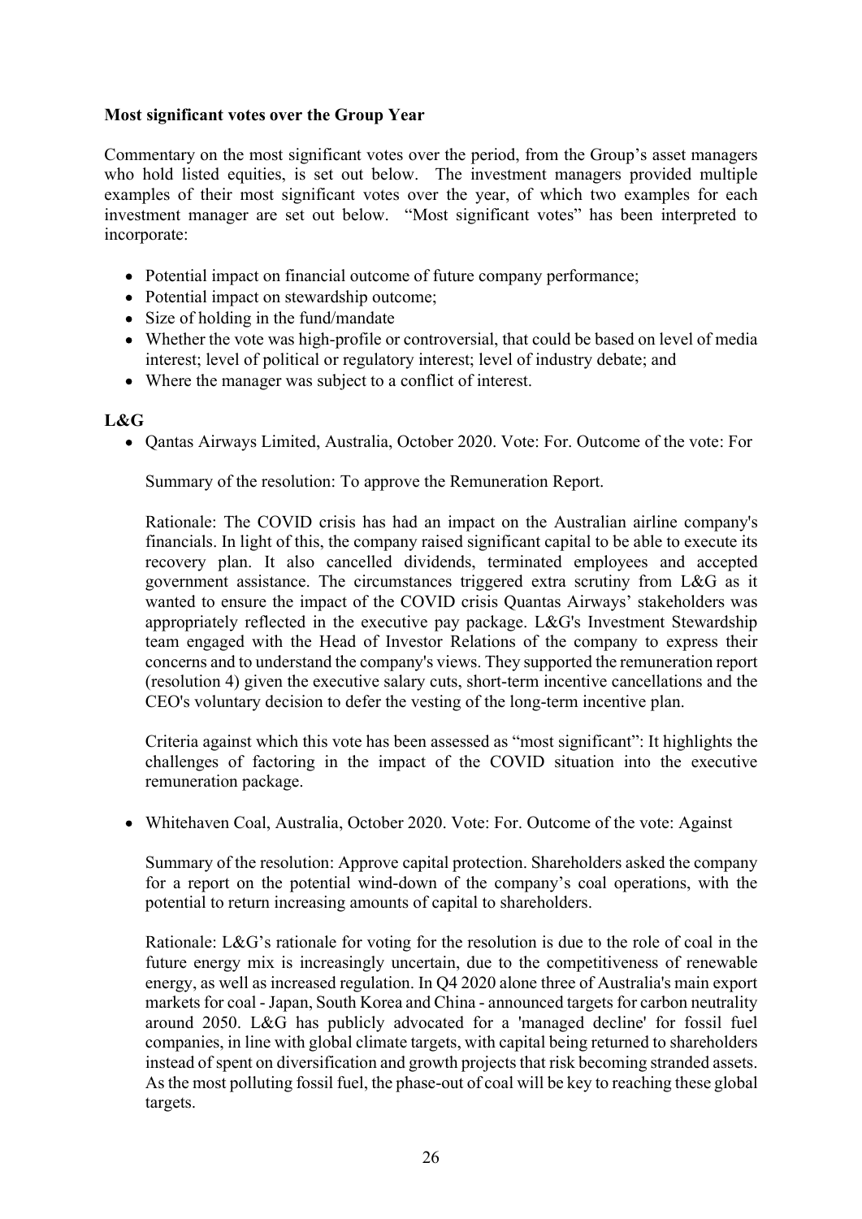**Most significant votes over the Group Year**

Commentary on the most significant votes over the period, from the Group's asset managers who hold listed equities, is set out below. The investment managers provided multiple examples of their most significant votes over the year, of which two examples for each investment manager are set out below. "Most significant votes" has been interpreted to incorporate:

- Potential impact on financial outcome of future company performance;
- Potential impact on stewardship outcome;
- Size of holding in the fund/mandate
- Whether the vote was high-profile or controversial, that could be based on level of media interest; level of political or regulatory interest; level of industry debate; and
- Where the manager was subject to a conflict of interest.

**L&G**

- Qantas Airways Limited, Australia, October 2020. Vote: For. Outcome of the vote: For

  Summary of the resolution: To approve the Remuneration Report.

  Rationale: The COVID crisis has had an impact on the Australian airline company's financials. In light of this, the company raised significant capital to be able to execute its recovery plan. It also cancelled dividends, terminated employees and accepted government assistance. The circumstances triggered extra scrutiny from L&G as it wanted to ensure the impact of the COVID crisis Quantas Airways' stakeholders was appropriately reflected in the executive pay package. L&G's Investment Stewardship team engaged with the Head of Investor Relations of the company to express their concerns and to understand the company's views. They supported the remuneration report (resolution 4) given the executive salary cuts, short-term incentive cancellations and the CEO's voluntary decision to defer the vesting of the long-term incentive plan.

  Criteria against which this vote has been assessed as "most significant": It highlights the challenges of factoring in the impact of the COVID situation into the executive remuneration package.

- Whitehaven Coal, Australia, October 2020. Vote: For. Outcome of the vote: Against

  Summary of the resolution: Approve capital protection. Shareholders asked the company for a report on the potential wind-down of the company's coal operations, with the potential to return increasing amounts of capital to shareholders.

  Rationale: L&G's rationale for voting for the resolution is due to the role of coal in the future energy mix is increasingly uncertain, due to the competitiveness of renewable energy, as well as increased regulation. In Q4 2020 alone three of Australia's main export markets for coal - Japan, South Korea and China - announced targets for carbon neutrality around 2050. L&G has publicly advocated for a 'managed decline' for fossil fuel companies, in line with global climate targets, with capital being returned to shareholders instead of spent on diversification and growth projects that risk becoming stranded assets. As the most polluting fossil fuel, the phase-out of coal will be key to reaching these global targets.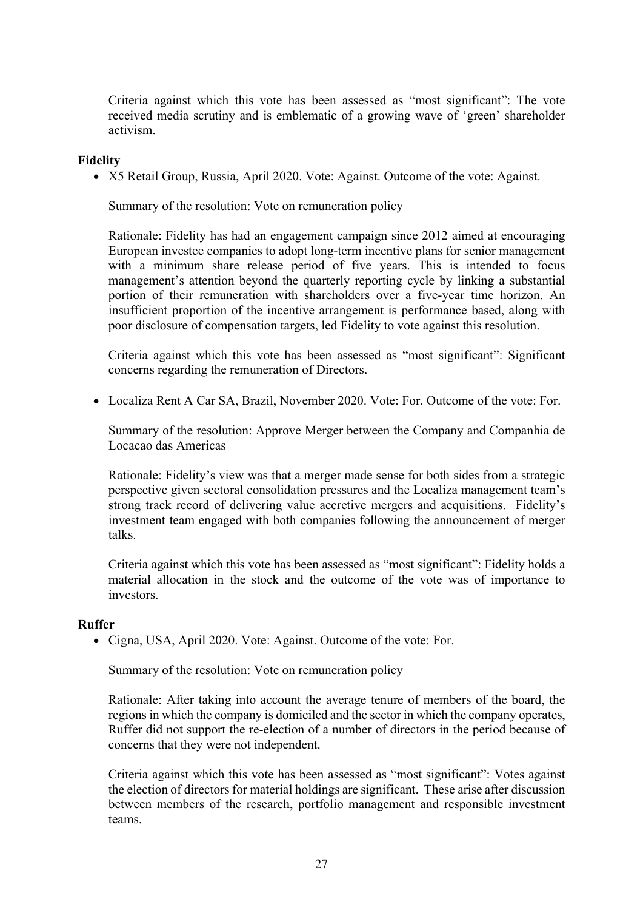Criteria against which this vote has been assessed as "most significant": The vote received media scrutiny and is emblematic of a growing wave of 'green' shareholder activism.

**Fidelity**

- X5 Retail Group, Russia, April 2020. Vote: Against. Outcome of the vote: Against.

  Summary of the resolution: Vote on remuneration policy

  Rationale: Fidelity has had an engagement campaign since 2012 aimed at encouraging European investee companies to adopt long-term incentive plans for senior management with a minimum share release period of five years. This is intended to focus management's attention beyond the quarterly reporting cycle by linking a substantial portion of their remuneration with shareholders over a five-year time horizon. An insufficient proportion of the incentive arrangement is performance based, along with poor disclosure of compensation targets, led Fidelity to vote against this resolution.

  Criteria against which this vote has been assessed as "most significant": Significant concerns regarding the remuneration of Directors.

- Localiza Rent A Car SA, Brazil, November 2020. Vote: For. Outcome of the vote: For.

  Summary of the resolution: Approve Merger between the Company and Companhia de Locacao das Americas

  Rationale: Fidelity's view was that a merger made sense for both sides from a strategic perspective given sectoral consolidation pressures and the Localiza management team's strong track record of delivering value accretive mergers and acquisitions. Fidelity's investment team engaged with both companies following the announcement of merger talks.

  Criteria against which this vote has been assessed as "most significant": Fidelity holds a material allocation in the stock and the outcome of the vote was of importance to investors.

**Ruffer**

- Cigna, USA, April 2020. Vote: Against. Outcome of the vote: For.

  Summary of the resolution: Vote on remuneration policy

  Rationale: After taking into account the average tenure of members of the board, the regions in which the company is domiciled and the sector in which the company operates, Ruffer did not support the re-election of a number of directors in the period because of concerns that they were not independent.

  Criteria against which this vote has been assessed as "most significant": Votes against the election of directors for material holdings are significant. These arise after discussion between members of the research, portfolio management and responsible investment teams.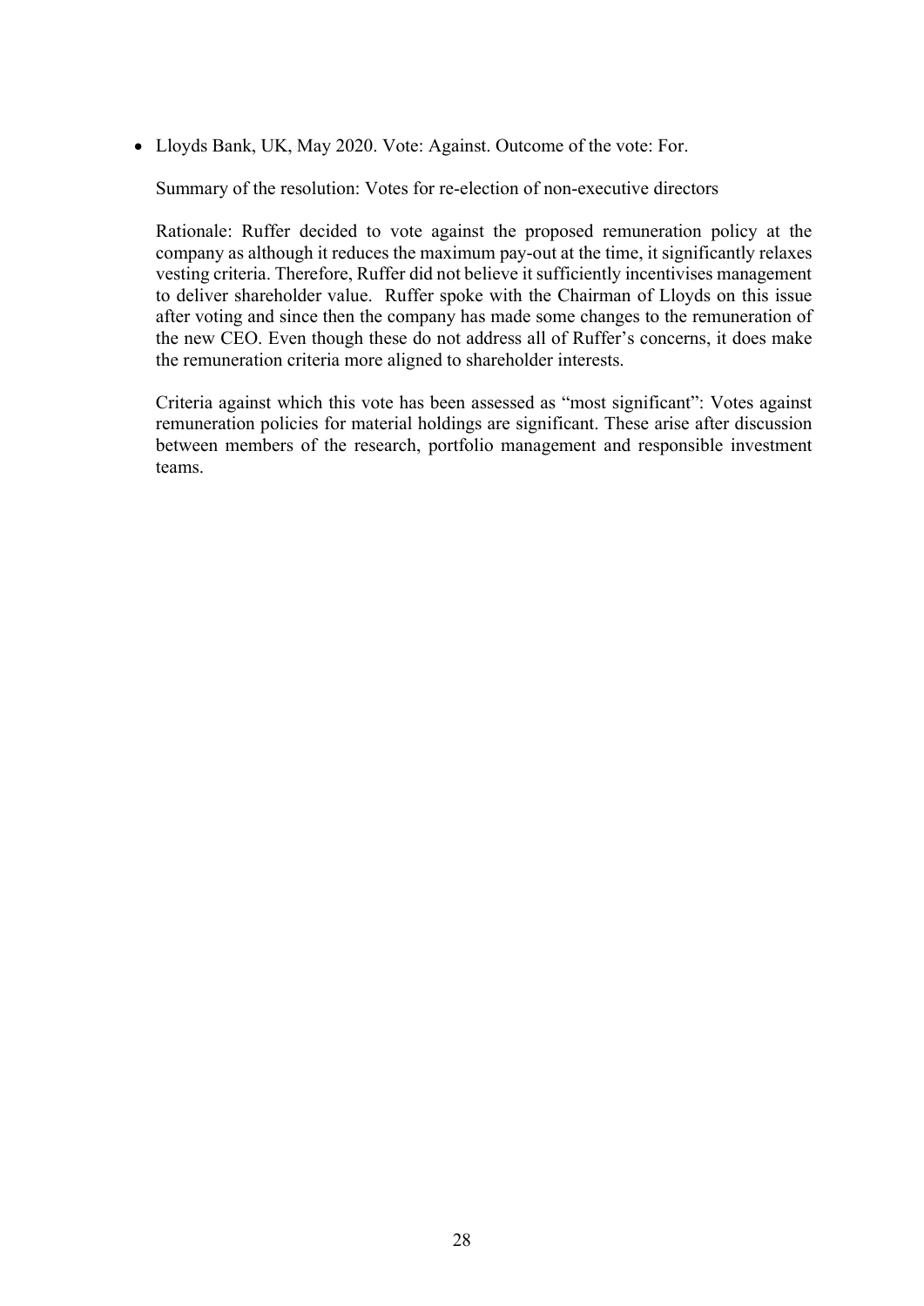- Lloyds Bank, UK, May 2020. Vote: Against. Outcome of the vote: For.

  Summary of the resolution: Votes for re-election of non-executive directors

  Rationale: Ruffer decided to vote against the proposed remuneration policy at the company as although it reduces the maximum pay-out at the time, it significantly relaxes vesting criteria. Therefore, Ruffer did not believe it sufficiently incentivises management to deliver shareholder value. Ruffer spoke with the Chairman of Lloyds on this issue after voting and since then the company has made some changes to the remuneration of the new CEO. Even though these do not address all of Ruffer's concerns, it does make the remuneration criteria more aligned to shareholder interests.

  Criteria against which this vote has been assessed as "most significant": Votes against remuneration policies for material holdings are significant. These arise after discussion between members of the research, portfolio management and responsible investment teams.